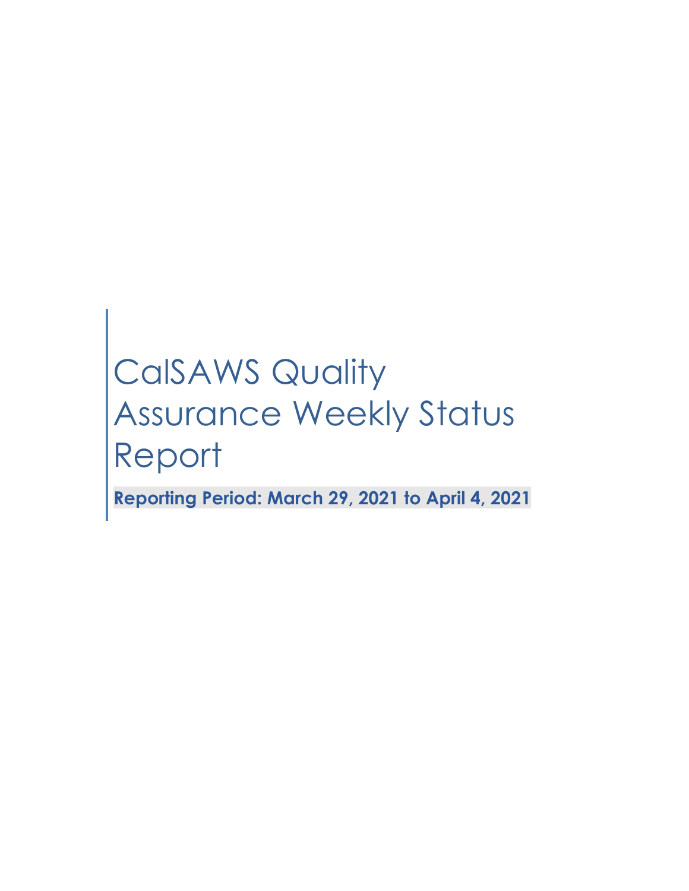# CalSAWS Quality Assurance Weekly Status Report

**Reporting Period: March 29, 2021 to April 4, 2021**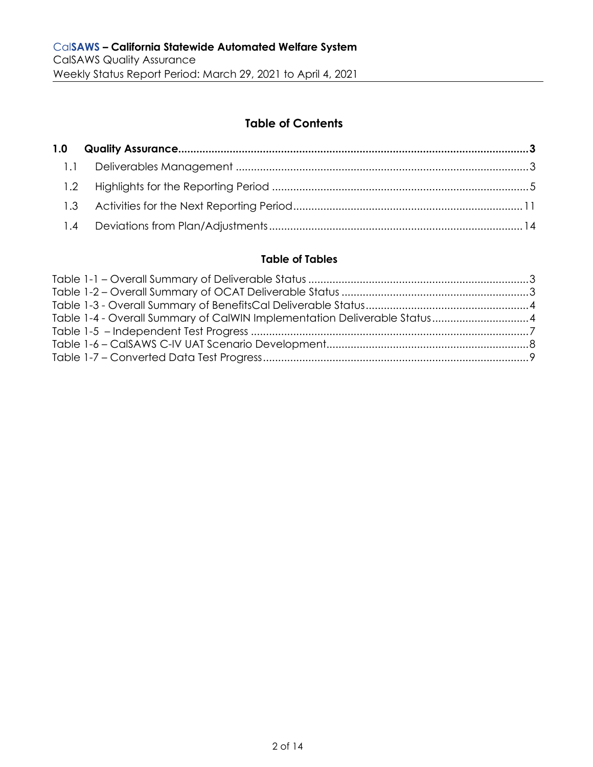## Table of Contents

**1.0 Quality Assurance................................................................................................................3**

1.1 Deliverables Management ...................................................................................................3

1.2 Highlights for the Reporting Period ......................................................................................5

1.3 Activities for the Next Reporting Period...............................................................................11

1.4 Deviations from Plan/Adjustments.......................................................................................14

### Table of Tables

Table 1-1 – Overall Summary of Deliverable Status .........................................................................3
Table 1-2 – Overall Summary of OCAT Deliverable Status ..............................................................3
Table 1-3 - Overall Summary of BenefitsCal Deliverable Status.......................................................4
Table 1-4 - Overall Summary of CalWIN Implementation Deliverable Status.................................4
Table 1-5 – Independent Test Progress ...............................................................................................7
Table 1-6 – CalSAWS C-IV UAT Scenario Development....................................................................8
Table 1-7 – Converted Data Test Progress..........................................................................................9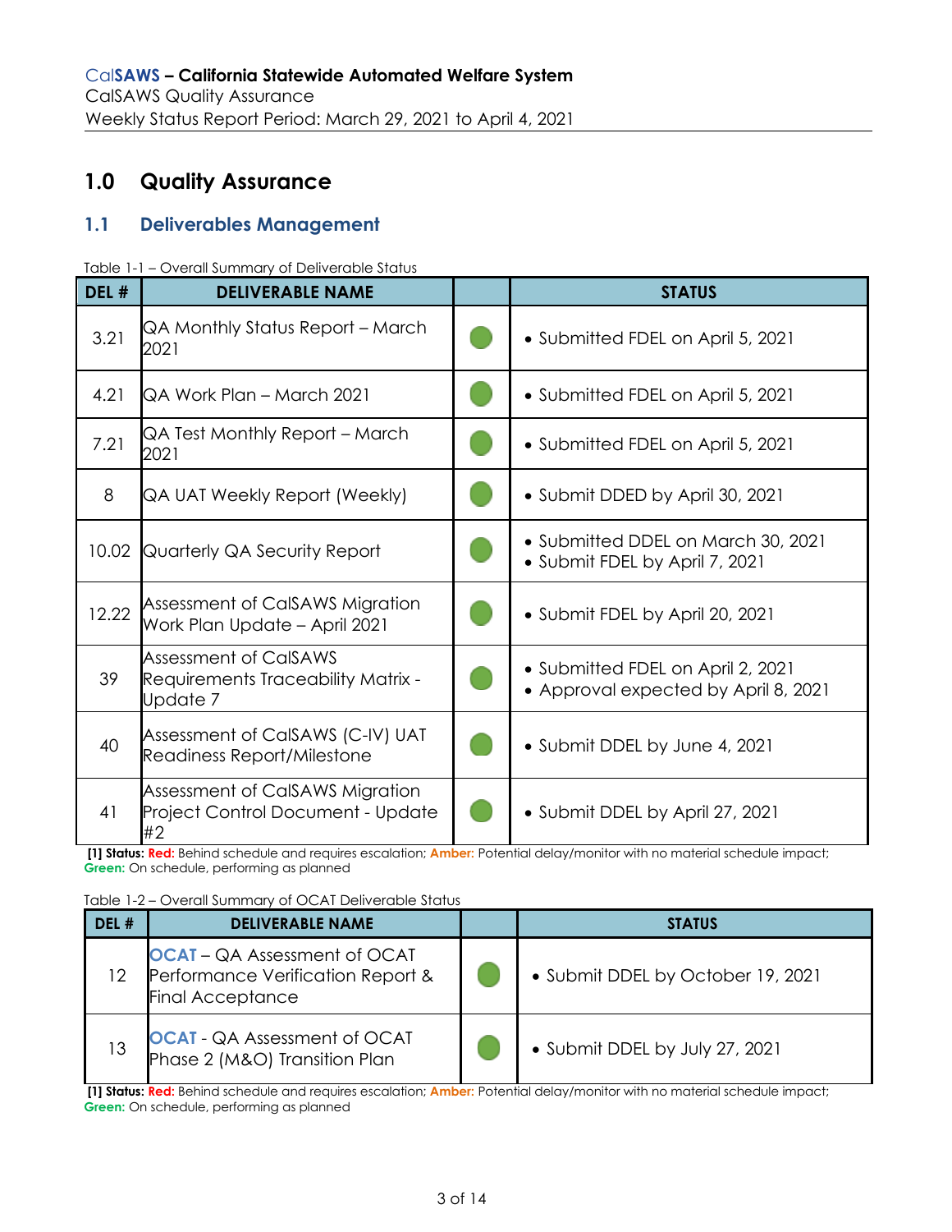# 1.0 Quality Assurance

## 1.1 Deliverables Management

Table 1-1 – Overall Summary of Deliverable Status

| DEL # | DELIVERABLE NAME | | STATUS |
|---|---|---|---|
| 3.21 | QA Monthly Status Report – March 2021 | Green | • Submitted FDEL on April 5, 2021 |
| 4.21 | QA Work Plan – March 2021 | Green | • Submitted FDEL on April 5, 2021 |
| 7.21 | QA Test Monthly Report – March 2021 | Green | • Submitted FDEL on April 5, 2021 |
| 8 | QA UAT Weekly Report (Weekly) | Green | • Submit DDED by April 30, 2021 |
| 10.02 | Quarterly QA Security Report | Green | • Submitted DDEL on March 30, 2021<br>• Submit FDEL by April 7, 2021 |
| 12.22 | Assessment of CalSAWS Migration Work Plan Update – April 2021 | Green | • Submit FDEL by April 20, 2021 |
| 39 | Assessment of CalSAWS Requirements Traceability Matrix - Update 7 | Green | • Submitted FDEL on April 2, 2021<br>• Approval expected by April 8, 2021 |
| 40 | Assessment of CalSAWS (C-IV) UAT Readiness Report/Milestone | Green | • Submit DDEL by June 4, 2021 |
| 41 | Assessment of CalSAWS Migration Project Control Document - Update #2 | Green | • Submit DDEL by April 27, 2021 |

**[1] Status: Red:** Behind schedule and requires escalation; **Amber:** Potential delay/monitor with no material schedule impact; **Green:** On schedule, performing as planned

Table 1-2 – Overall Summary of OCAT Deliverable Status

| DEL # | DELIVERABLE NAME | | STATUS |
|---|---|---|---|
| 12 | OCAT – QA Assessment of OCAT Performance Verification Report & Final Acceptance | Green | • Submit DDEL by October 19, 2021 |
| 13 | OCAT - QA Assessment of OCAT Phase 2 (M&O) Transition Plan | Green | • Submit DDEL by July 27, 2021 |

**[1] Status: Red:** Behind schedule and requires escalation; **Amber:** Potential delay/monitor with no material schedule impact; **Green:** On schedule, performing as planned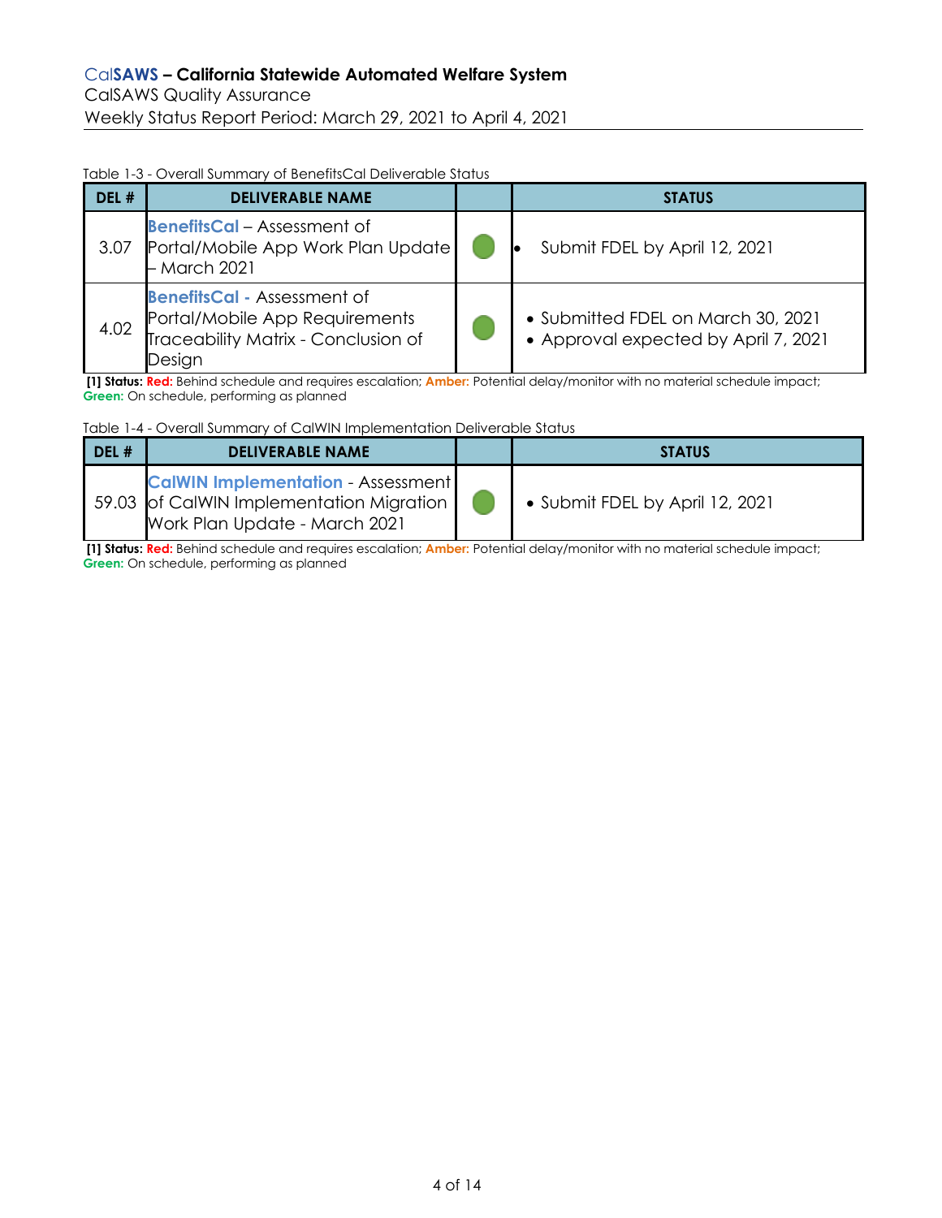Table 1-3 - Overall Summary of BenefitsCal Deliverable Status

| DEL # | DELIVERABLE NAME | | STATUS |
|---|---|---|---|
| 3.07 | **BenefitsCal** – Assessment of Portal/Mobile App Work Plan Update – March 2021 | Green | • Submit FDEL by April 12, 2021 |
| 4.02 | **BenefitsCal** - Assessment of Portal/Mobile App Requirements Traceability Matrix - Conclusion of Design | Green | • Submitted FDEL on March 30, 2021<br>• Approval expected by April 7, 2021 |

**[1] Status: Red:** Behind schedule and requires escalation; **Amber:** Potential delay/monitor with no material schedule impact; **Green:** On schedule, performing as planned

Table 1-4 - Overall Summary of CalWIN Implementation Deliverable Status

| DEL # | DELIVERABLE NAME | | STATUS |
|---|---|---|---|
| 59.03 | **CalWIN Implementation** - Assessment of CalWIN Implementation Migration Work Plan Update - March 2021 | Green | • Submit FDEL by April 12, 2021 |

**[1] Status: Red:** Behind schedule and requires escalation; **Amber:** Potential delay/monitor with no material schedule impact; **Green:** On schedule, performing as planned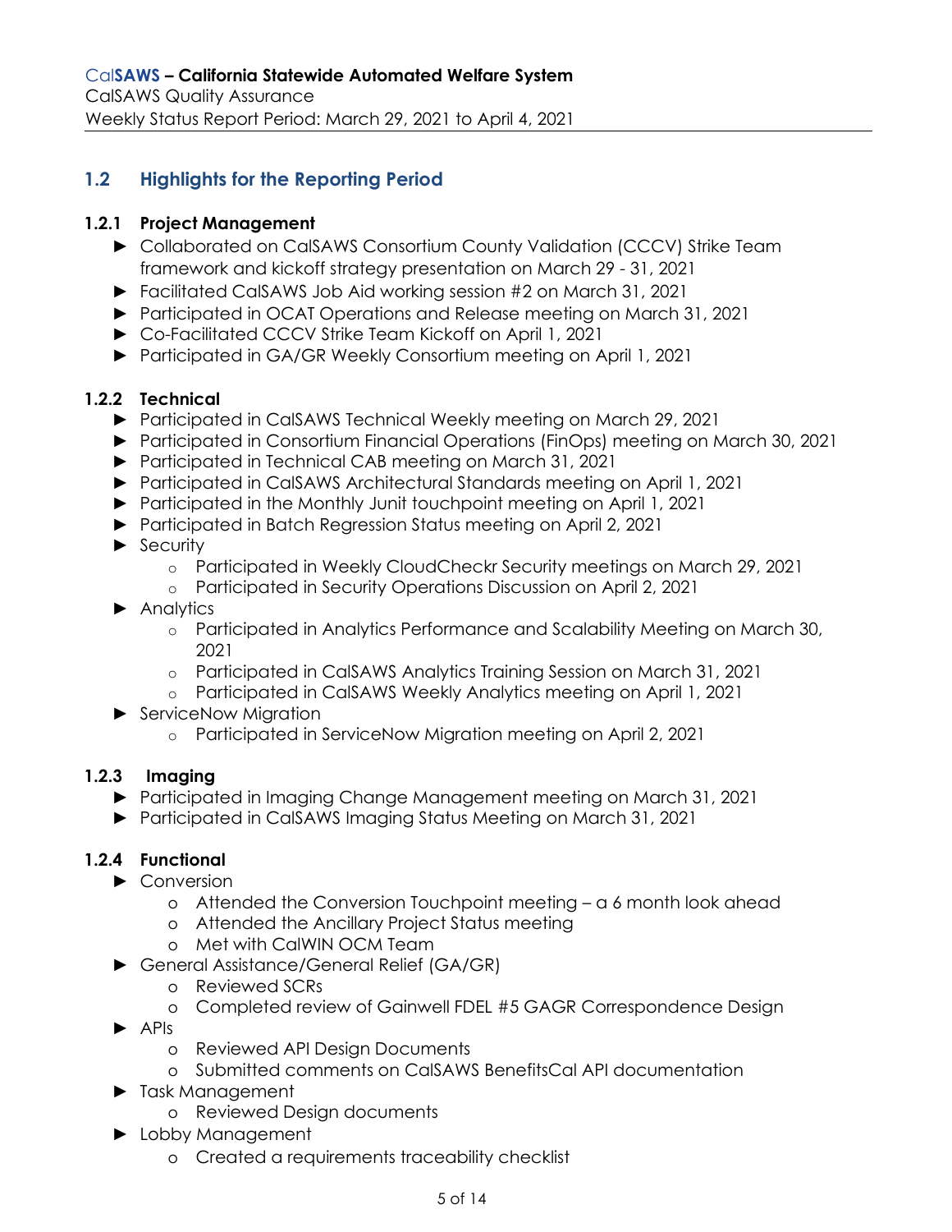## 1.2 Highlights for the Reporting Period

### 1.2.1 Project Management

- Collaborated on CalSAWS Consortium County Validation (CCCV) Strike Team framework and kickoff strategy presentation on March 29 - 31, 2021
- Facilitated CalSAWS Job Aid working session #2 on March 31, 2021
- Participated in OCAT Operations and Release meeting on March 31, 2021
- Co-Facilitated CCCV Strike Team Kickoff on April 1, 2021
- Participated in GA/GR Weekly Consortium meeting on April 1, 2021

### 1.2.2 Technical

- Participated in CalSAWS Technical Weekly meeting on March 29, 2021
- Participated in Consortium Financial Operations (FinOps) meeting on March 30, 2021
- Participated in Technical CAB meeting on March 31, 2021
- Participated in CalSAWS Architectural Standards meeting on April 1, 2021
- Participated in the Monthly Junit touchpoint meeting on April 1, 2021
- Participated in Batch Regression Status meeting on April 2, 2021
- Security
  - Participated in Weekly CloudCheckr Security meetings on March 29, 2021
  - Participated in Security Operations Discussion on April 2, 2021
- Analytics
  - Participated in Analytics Performance and Scalability Meeting on March 30, 2021
  - Participated in CalSAWS Analytics Training Session on March 31, 2021
  - Participated in CalSAWS Weekly Analytics meeting on April 1, 2021
- ServiceNow Migration
  - Participated in ServiceNow Migration meeting on April 2, 2021

### 1.2.3 Imaging

- Participated in Imaging Change Management meeting on March 31, 2021
- Participated in CalSAWS Imaging Status Meeting on March 31, 2021

### 1.2.4 Functional

- Conversion
  - Attended the Conversion Touchpoint meeting – a 6 month look ahead
  - Attended the Ancillary Project Status meeting
  - Met with CalWIN OCM Team
- General Assistance/General Relief (GA/GR)
  - Reviewed SCRs
  - Completed review of Gainwell FDEL #5 GAGR Correspondence Design
- APIs
  - Reviewed API Design Documents
  - Submitted comments on CalSAWS BenefitsCal API documentation
- Task Management
  - Reviewed Design documents
- Lobby Management
  - Created a requirements traceability checklist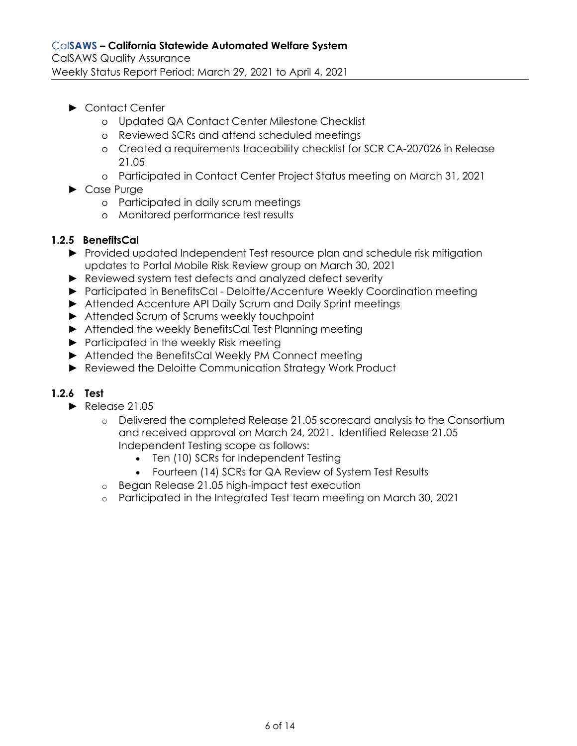- Contact Center
  - Updated QA Contact Center Milestone Checklist
  - Reviewed SCRs and attend scheduled meetings
  - Created a requirements traceability checklist for SCR CA-207026 in Release 21.05
  - Participated in Contact Center Project Status meeting on March 31, 2021
- Case Purge
  - Participated in daily scrum meetings
  - Monitored performance test results

### 1.2.5 BenefitsCal

- Provided updated Independent Test resource plan and schedule risk mitigation updates to Portal Mobile Risk Review group on March 30, 2021
- Reviewed system test defects and analyzed defect severity
- Participated in BenefitsCal - Deloitte/Accenture Weekly Coordination meeting
- Attended Accenture API Daily Scrum and Daily Sprint meetings
- Attended Scrum of Scrums weekly touchpoint
- Attended the weekly BenefitsCal Test Planning meeting
- Participated in the weekly Risk meeting
- Attended the BenefitsCal Weekly PM Connect meeting
- Reviewed the Deloitte Communication Strategy Work Product

### 1.2.6 Test

- Release 21.05
  - Delivered the completed Release 21.05 scorecard analysis to the Consortium and received approval on March 24, 2021. Identified Release 21.05 Independent Testing scope as follows:
    - Ten (10) SCRs for Independent Testing
    - Fourteen (14) SCRs for QA Review of System Test Results
  - Began Release 21.05 high-impact test execution
  - Participated in the Integrated Test team meeting on March 30, 2021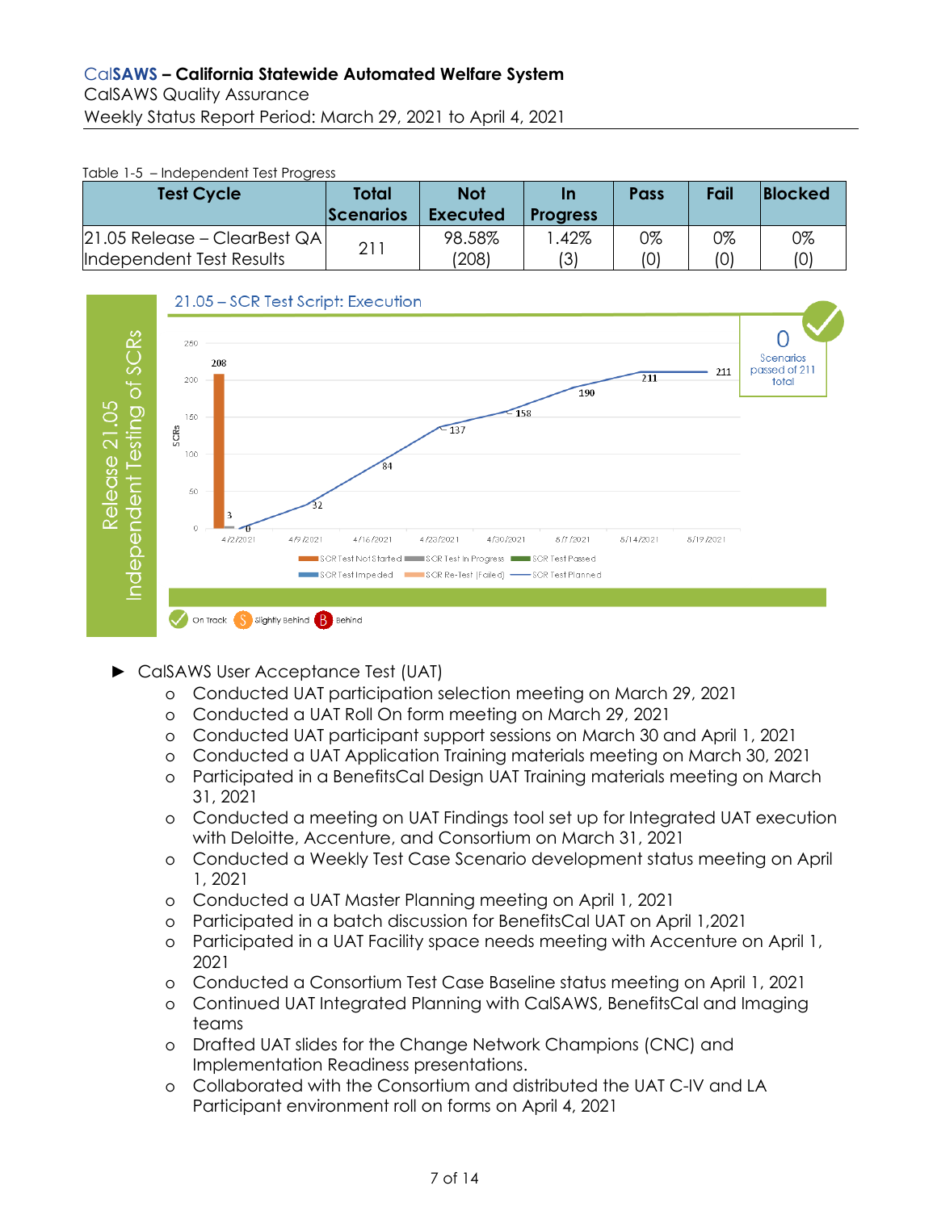Table 1-5 – Independent Test Progress

| Test Cycle | Total Scenarios | Not Executed | In Progress | Pass | Fail | Blocked |
|---|---|---|---|---|---|---|
| 21.05 Release – ClearBest QA Independent Test Results | 211 | 98.58% (208) | 1.42% (3) | 0% (0) | 0% (0) | 0% (0) |

Release 21.05 Independent Testing of SCRs

21.05 – SCR Test Script: Execution

0 Scenarios passed of 211 total

SCR Test Not Started, SCR Test In Progress, SCR Test Passed, SCR Test Impeded, SCR Re-Test (Failed), SCR Test Planned

On Track, Slightly Behind, Behind

- CalSAWS User Acceptance Test (UAT)
  - Conducted UAT participation selection meeting on March 29, 2021
  - Conducted a UAT Roll On form meeting on March 29, 2021
  - Conducted UAT participant support sessions on March 30 and April 1, 2021
  - Conducted a UAT Application Training materials meeting on March 30, 2021
  - Participated in a BenefitsCal Design UAT Training materials meeting on March 31, 2021
  - Conducted a meeting on UAT Findings tool set up for Integrated UAT execution with Deloitte, Accenture, and Consortium on March 31, 2021
  - Conducted a Weekly Test Case Scenario development status meeting on April 1, 2021
  - Conducted a UAT Master Planning meeting on April 1, 2021
  - Participated in a batch discussion for BenefitsCal UAT on April 1,2021
  - Participated in a UAT Facility space needs meeting with Accenture on April 1, 2021
  - Conducted a Consortium Test Case Baseline status meeting on April 1, 2021
  - Continued UAT Integrated Planning with CalSAWS, BenefitsCal and Imaging teams
  - Drafted UAT slides for the Change Network Champions (CNC) and Implementation Readiness presentations.
  - Collaborated with the Consortium and distributed the UAT C-IV and LA Participant environment roll on forms on April 4, 2021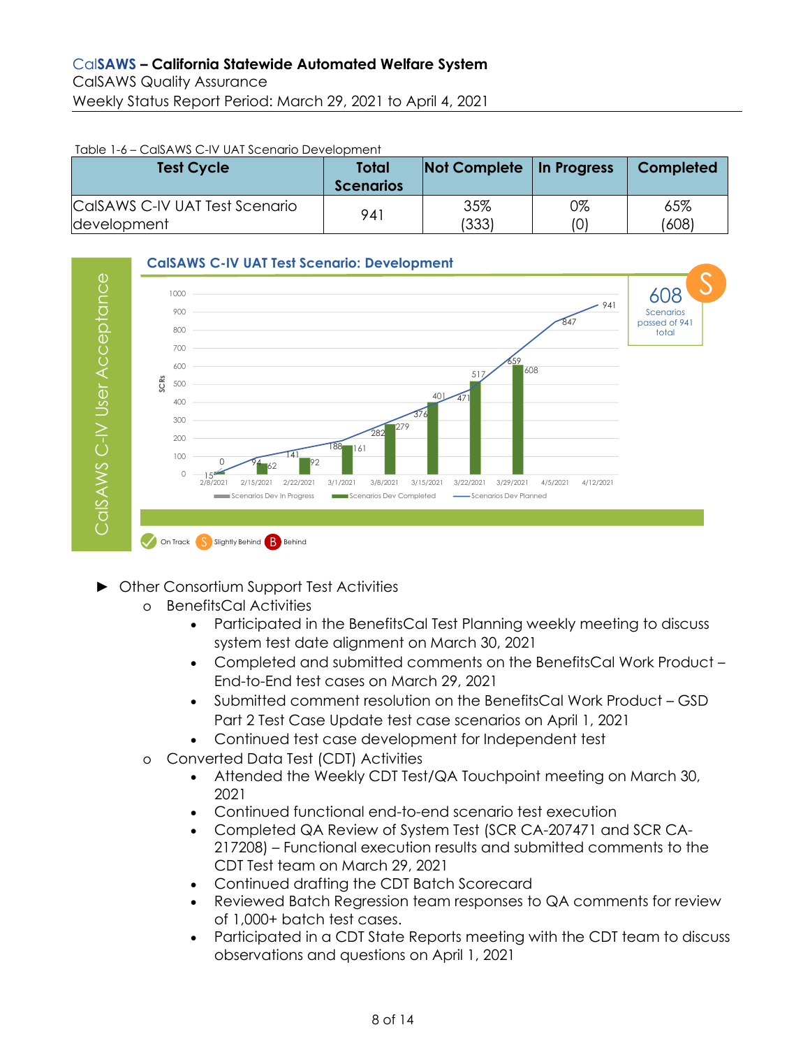Table 1-6 – CalSAWS C-IV UAT Scenario Development

| Test Cycle | Total Scenarios | Not Complete | In Progress | Completed |
|---|---|---|---|---|
| CalSAWS C-IV UAT Test Scenario development | 941 | 35% (333) | 0% (0) | 65% (608) |

CalSAWS C-IV User Acceptance

**CalSAWS C-IV UAT Test Scenario: Development**

608 Scenarios passed of 941 total — S

On Track | S Slightly Behind | B Behind

- Other Consortium Support Test Activities
  - BenefitsCal Activities
    - Participated in the BenefitsCal Test Planning weekly meeting to discuss system test date alignment on March 30, 2021
    - Completed and submitted comments on the BenefitsCal Work Product – End-to-End test cases on March 29, 2021
    - Submitted comment resolution on the BenefitsCal Work Product – GSD Part 2 Test Case Update test case scenarios on April 1, 2021
    - Continued test case development for Independent test
  - Converted Data Test (CDT) Activities
    - Attended the Weekly CDT Test/QA Touchpoint meeting on March 30, 2021
    - Continued functional end-to-end scenario test execution
    - Completed QA Review of System Test (SCR CA-207471 and SCR CA-217208) – Functional execution results and submitted comments to the CDT Test team on March 29, 2021
    - Continued drafting the CDT Batch Scorecard
    - Reviewed Batch Regression team responses to QA comments for review of 1,000+ batch test cases.
    - Participated in a CDT State Reports meeting with the CDT team to discuss observations and questions on April 1, 2021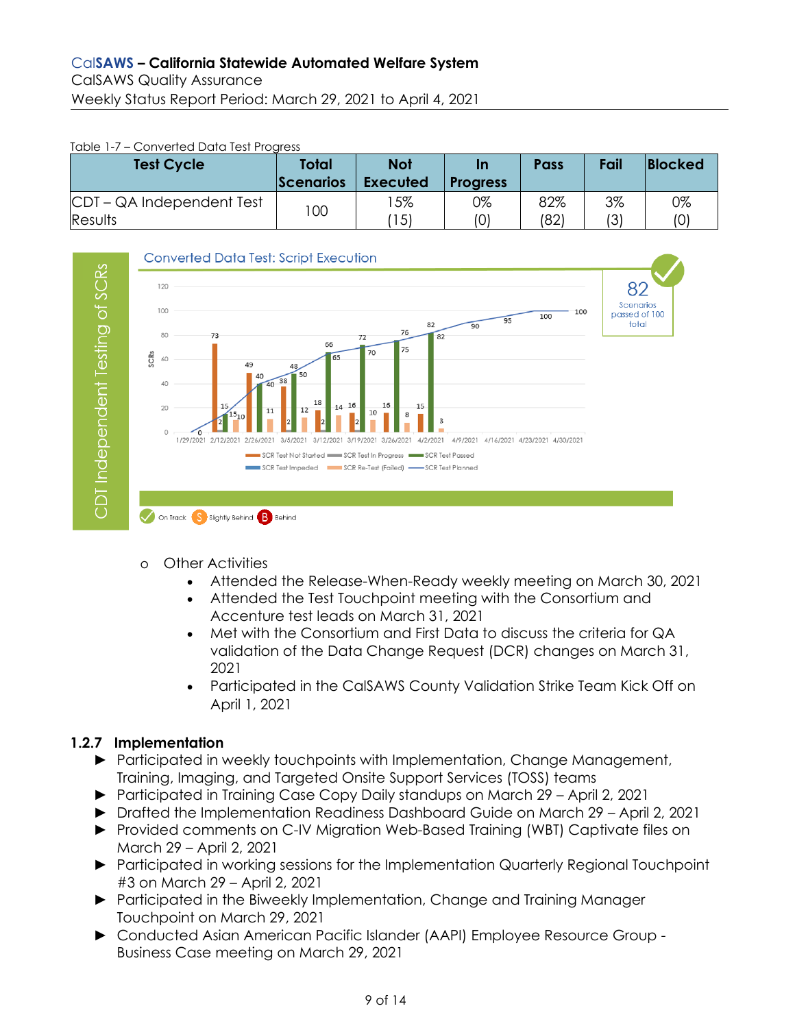Table 1-7 – Converted Data Test Progress

| Test Cycle | Total Scenarios | Not Executed | In Progress | Pass | Fail | Blocked |
|---|---|---|---|---|---|---|
| CDT – QA Independent Test Results | 100 | 15% (15) | 0% (0) | 82% (82) | 3% (3) | 0% (0) |

- Other Activities
  - Attended the Release-When-Ready weekly meeting on March 30, 2021
  - Attended the Test Touchpoint meeting with the Consortium and Accenture test leads on March 31, 2021
  - Met with the Consortium and First Data to discuss the criteria for QA validation of the Data Change Request (DCR) changes on March 31, 2021
  - Participated in the CalSAWS County Validation Strike Team Kick Off on April 1, 2021

### 1.2.7 Implementation

- Participated in weekly touchpoints with Implementation, Change Management, Training, Imaging, and Targeted Onsite Support Services (TOSS) teams
- Participated in Training Case Copy Daily standups on March 29 – April 2, 2021
- Drafted the Implementation Readiness Dashboard Guide on March 29 – April 2, 2021
- Provided comments on C-IV Migration Web-Based Training (WBT) Captivate files on March 29 – April 2, 2021
- Participated in working sessions for the Implementation Quarterly Regional Touchpoint #3 on March 29 – April 2, 2021
- Participated in the Biweekly Implementation, Change and Training Manager Touchpoint on March 29, 2021
- Conducted Asian American Pacific Islander (AAPI) Employee Resource Group - Business Case meeting on March 29, 2021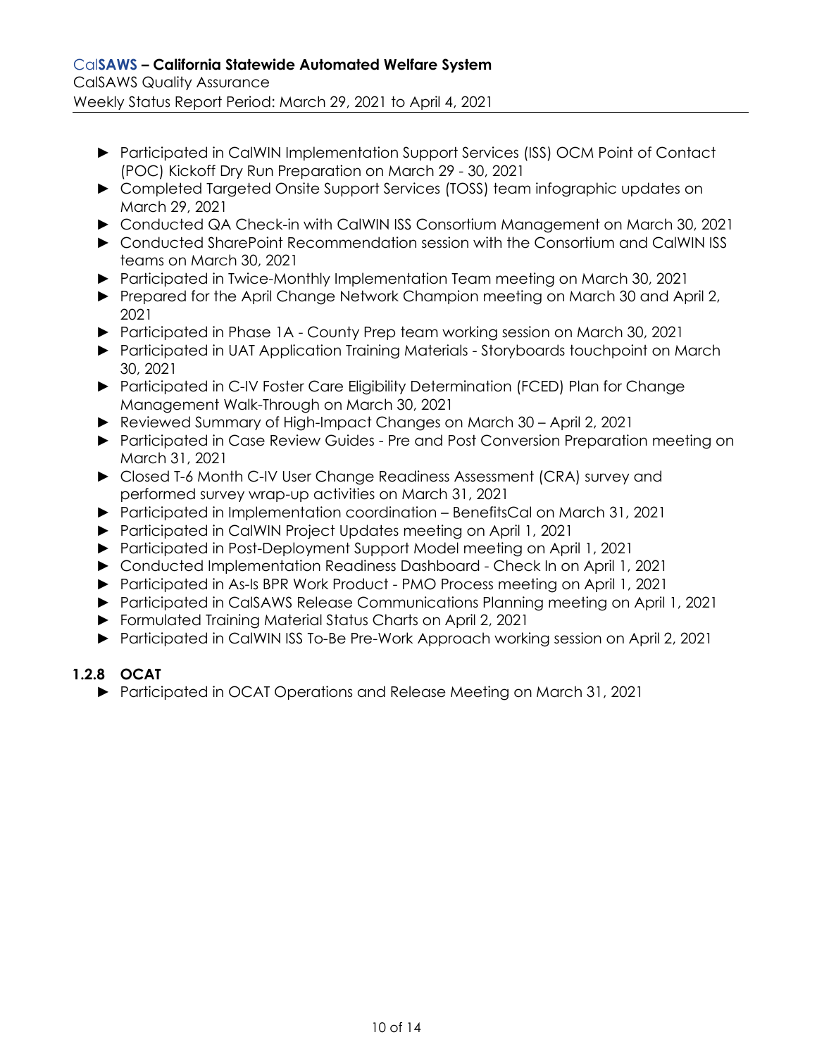- ► Participated in CalWIN Implementation Support Services (ISS) OCM Point of Contact (POC) Kickoff Dry Run Preparation on March 29 - 30, 2021
- ► Completed Targeted Onsite Support Services (TOSS) team infographic updates on March 29, 2021
- ► Conducted QA Check-in with CalWIN ISS Consortium Management on March 30, 2021
- ► Conducted SharePoint Recommendation session with the Consortium and CalWIN ISS teams on March 30, 2021
- ► Participated in Twice-Monthly Implementation Team meeting on March 30, 2021
- ► Prepared for the April Change Network Champion meeting on March 30 and April 2, 2021
- ► Participated in Phase 1A - County Prep team working session on March 30, 2021
- ► Participated in UAT Application Training Materials - Storyboards touchpoint on March 30, 2021
- ► Participated in C-IV Foster Care Eligibility Determination (FCED) Plan for Change Management Walk-Through on March 30, 2021
- ► Reviewed Summary of High-Impact Changes on March 30 – April 2, 2021
- ► Participated in Case Review Guides - Pre and Post Conversion Preparation meeting on March 31, 2021
- ► Closed T-6 Month C-IV User Change Readiness Assessment (CRA) survey and performed survey wrap-up activities on March 31, 2021
- ► Participated in Implementation coordination – BenefitsCal on March 31, 2021
- ► Participated in CalWIN Project Updates meeting on April 1, 2021
- ► Participated in Post-Deployment Support Model meeting on April 1, 2021
- ► Conducted Implementation Readiness Dashboard - Check In on April 1, 2021
- ► Participated in As-Is BPR Work Product - PMO Process meeting on April 1, 2021
- ► Participated in CalSAWS Release Communications Planning meeting on April 1, 2021
- ► Formulated Training Material Status Charts on April 2, 2021
- ► Participated in CalWIN ISS To-Be Pre-Work Approach working session on April 2, 2021

### 1.2.8 OCAT

- ► Participated in OCAT Operations and Release Meeting on March 31, 2021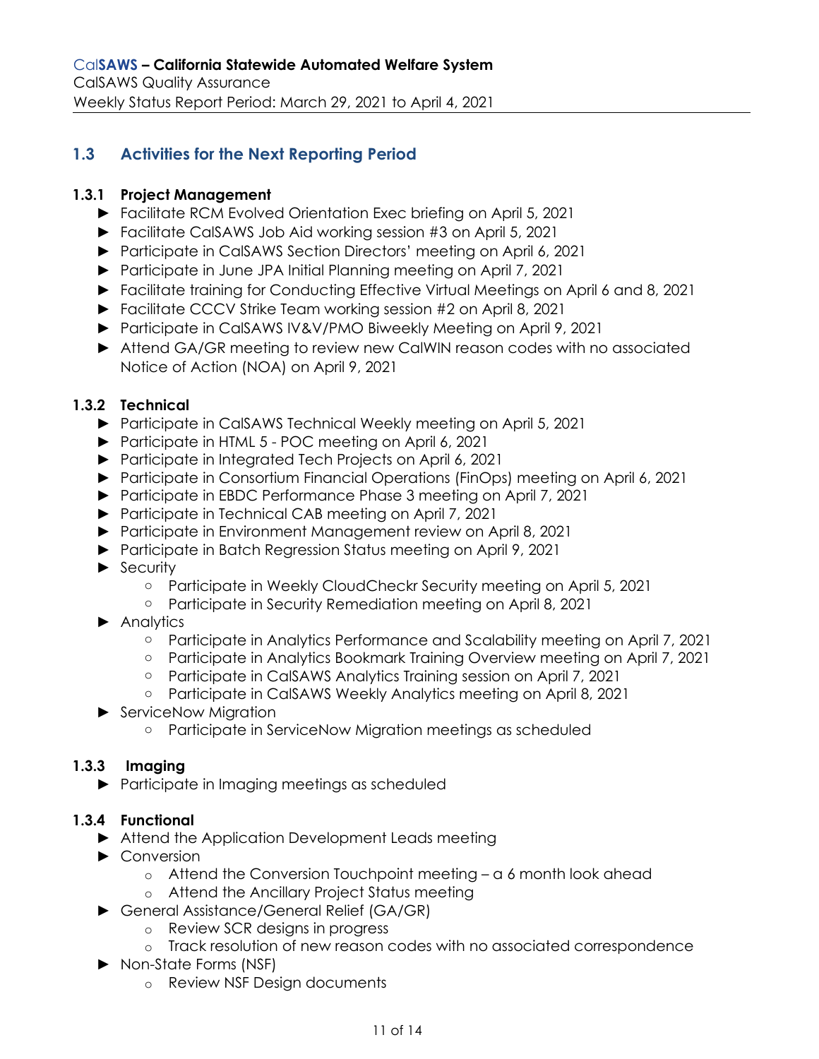## 1.3 Activities for the Next Reporting Period

### 1.3.1 Project Management

- Facilitate RCM Evolved Orientation Exec briefing on April 5, 2021
- Facilitate CalSAWS Job Aid working session #3 on April 5, 2021
- Participate in CalSAWS Section Directors' meeting on April 6, 2021
- Participate in June JPA Initial Planning meeting on April 7, 2021
- Facilitate training for Conducting Effective Virtual Meetings on April 6 and 8, 2021
- Facilitate CCCV Strike Team working session #2 on April 8, 2021
- Participate in CalSAWS IV&V/PMO Biweekly Meeting on April 9, 2021
- Attend GA/GR meeting to review new CalWIN reason codes with no associated Notice of Action (NOA) on April 9, 2021

### 1.3.2 Technical

- Participate in CalSAWS Technical Weekly meeting on April 5, 2021
- Participate in HTML 5 - POC meeting on April 6, 2021
- Participate in Integrated Tech Projects on April 6, 2021
- Participate in Consortium Financial Operations (FinOps) meeting on April 6, 2021
- Participate in EBDC Performance Phase 3 meeting on April 7, 2021
- Participate in Technical CAB meeting on April 7, 2021
- Participate in Environment Management review on April 8, 2021
- Participate in Batch Regression Status meeting on April 9, 2021
- Security
  - Participate in Weekly CloudCheckr Security meeting on April 5, 2021
  - Participate in Security Remediation meeting on April 8, 2021
- Analytics
  - Participate in Analytics Performance and Scalability meeting on April 7, 2021
  - Participate in Analytics Bookmark Training Overview meeting on April 7, 2021
  - Participate in CalSAWS Analytics Training session on April 7, 2021
  - Participate in CalSAWS Weekly Analytics meeting on April 8, 2021
- ServiceNow Migration
  - Participate in ServiceNow Migration meetings as scheduled

### 1.3.3 Imaging

- Participate in Imaging meetings as scheduled

### 1.3.4 Functional

- Attend the Application Development Leads meeting
- Conversion
  - Attend the Conversion Touchpoint meeting – a 6 month look ahead
  - Attend the Ancillary Project Status meeting
- General Assistance/General Relief (GA/GR)
  - Review SCR designs in progress
  - Track resolution of new reason codes with no associated correspondence
- Non-State Forms (NSF)
  - Review NSF Design documents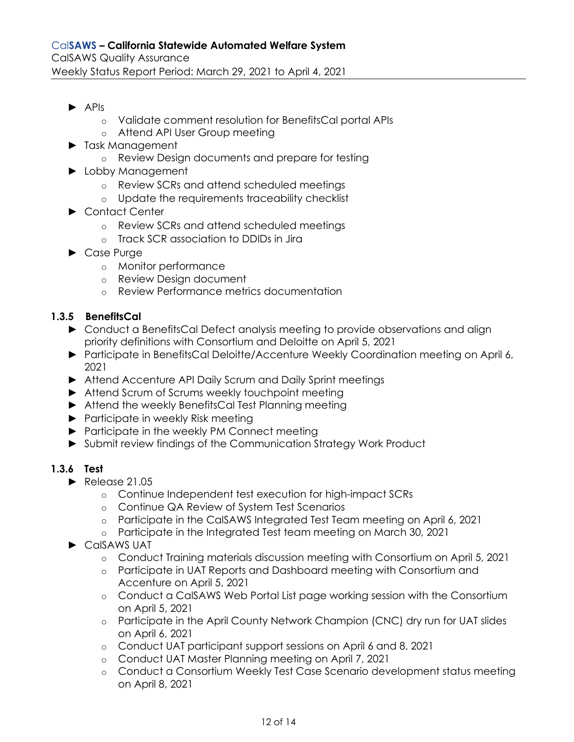- APIs
  - Validate comment resolution for BenefitsCal portal APIs
  - Attend API User Group meeting
- Task Management
  - Review Design documents and prepare for testing
- Lobby Management
  - Review SCRs and attend scheduled meetings
  - Update the requirements traceability checklist
- Contact Center
  - Review SCRs and attend scheduled meetings
  - Track SCR association to DDIDs in Jira
- Case Purge
  - Monitor performance
  - Review Design document
  - Review Performance metrics documentation

### 1.3.5 BenefitsCal

- Conduct a BenefitsCal Defect analysis meeting to provide observations and align priority definitions with Consortium and Deloitte on April 5, 2021
- Participate in BenefitsCal Deloitte/Accenture Weekly Coordination meeting on April 6, 2021
- Attend Accenture API Daily Scrum and Daily Sprint meetings
- Attend Scrum of Scrums weekly touchpoint meeting
- Attend the weekly BenefitsCal Test Planning meeting
- Participate in weekly Risk meeting
- Participate in the weekly PM Connect meeting
- Submit review findings of the Communication Strategy Work Product

### 1.3.6 Test

- Release 21.05
  - Continue Independent test execution for high-impact SCRs
  - Continue QA Review of System Test Scenarios
  - Participate in the CalSAWS Integrated Test Team meeting on April 6, 2021
  - Participate in the Integrated Test team meeting on March 30, 2021
- CalSAWS UAT
  - Conduct Training materials discussion meeting with Consortium on April 5, 2021
  - Participate in UAT Reports and Dashboard meeting with Consortium and Accenture on April 5, 2021
  - Conduct a CalSAWS Web Portal List page working session with the Consortium on April 5, 2021
  - Participate in the April County Network Champion (CNC) dry run for UAT slides on April 6, 2021
  - Conduct UAT participant support sessions on April 6 and 8, 2021
  - Conduct UAT Master Planning meeting on April 7, 2021
  - Conduct a Consortium Weekly Test Case Scenario development status meeting on April 8, 2021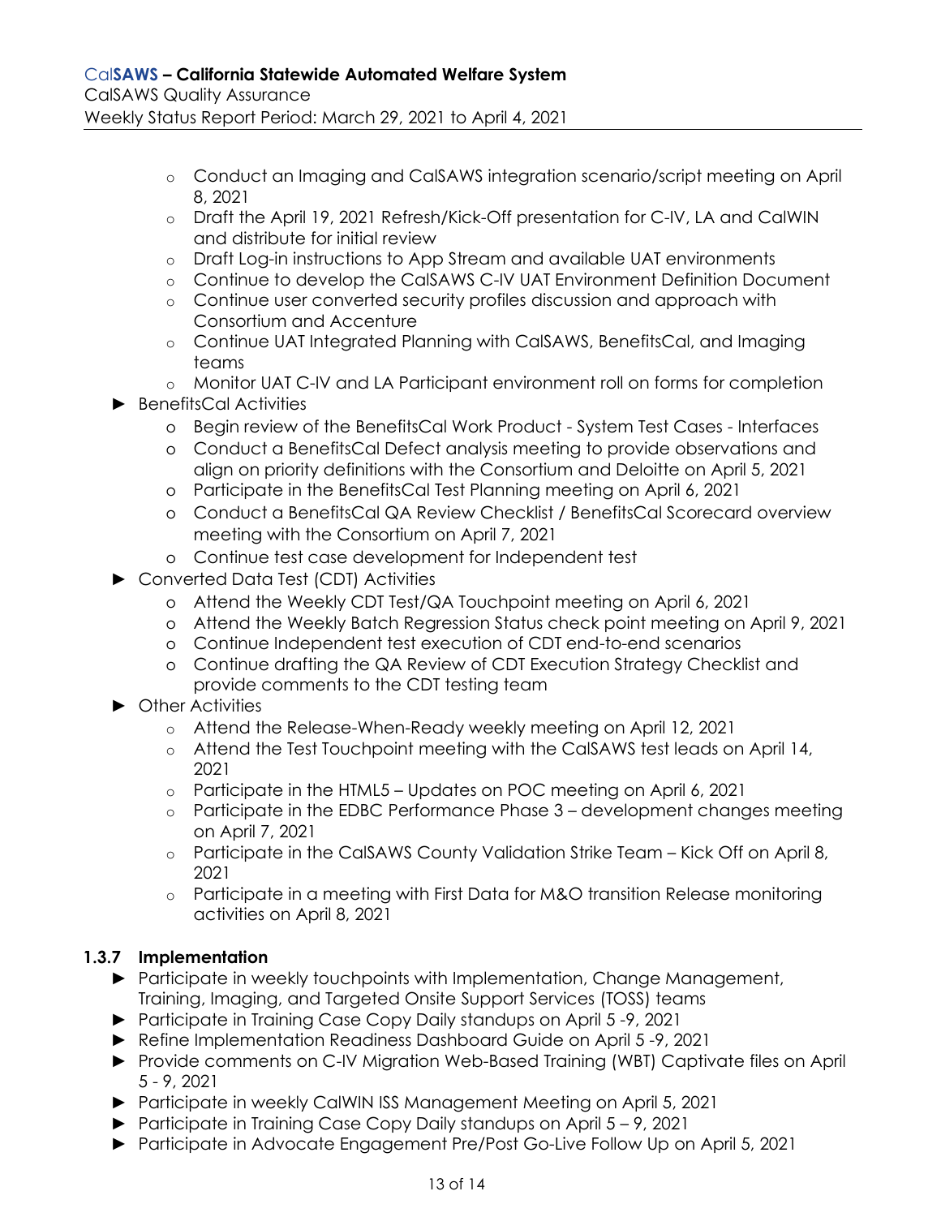- Conduct an Imaging and CalSAWS integration scenario/script meeting on April 8, 2021
  - Draft the April 19, 2021 Refresh/Kick-Off presentation for C-IV, LA and CalWIN and distribute for initial review
  - Draft Log-in instructions to App Stream and available UAT environments
  - Continue to develop the CalSAWS C-IV UAT Environment Definition Document
  - Continue user converted security profiles discussion and approach with Consortium and Accenture
  - Continue UAT Integrated Planning with CalSAWS, BenefitsCal, and Imaging teams
  - Monitor UAT C-IV and LA Participant environment roll on forms for completion
- BenefitsCal Activities
  - Begin review of the BenefitsCal Work Product - System Test Cases - Interfaces
  - Conduct a BenefitsCal Defect analysis meeting to provide observations and align on priority definitions with the Consortium and Deloitte on April 5, 2021
  - Participate in the BenefitsCal Test Planning meeting on April 6, 2021
  - Conduct a BenefitsCal QA Review Checklist / BenefitsCal Scorecard overview meeting with the Consortium on April 7, 2021
  - Continue test case development for Independent test
- Converted Data Test (CDT) Activities
  - Attend the Weekly CDT Test/QA Touchpoint meeting on April 6, 2021
  - Attend the Weekly Batch Regression Status check point meeting on April 9, 2021
  - Continue Independent test execution of CDT end-to-end scenarios
  - Continue drafting the QA Review of CDT Execution Strategy Checklist and provide comments to the CDT testing team
- Other Activities
  - Attend the Release-When-Ready weekly meeting on April 12, 2021
  - Attend the Test Touchpoint meeting with the CalSAWS test leads on April 14, 2021
  - Participate in the HTML5 – Updates on POC meeting on April 6, 2021
  - Participate in the EDBC Performance Phase 3 – development changes meeting on April 7, 2021
  - Participate in the CalSAWS County Validation Strike Team – Kick Off on April 8, 2021
  - Participate in a meeting with First Data for M&O transition Release monitoring activities on April 8, 2021

### 1.3.7 Implementation

- Participate in weekly touchpoints with Implementation, Change Management, Training, Imaging, and Targeted Onsite Support Services (TOSS) teams
- Participate in Training Case Copy Daily standups on April 5 -9, 2021
- Refine Implementation Readiness Dashboard Guide on April 5 -9, 2021
- Provide comments on C-IV Migration Web-Based Training (WBT) Captivate files on April 5 - 9, 2021
- Participate in weekly CalWIN ISS Management Meeting on April 5, 2021
- Participate in Training Case Copy Daily standups on April 5 – 9, 2021
- Participate in Advocate Engagement Pre/Post Go-Live Follow Up on April 5, 2021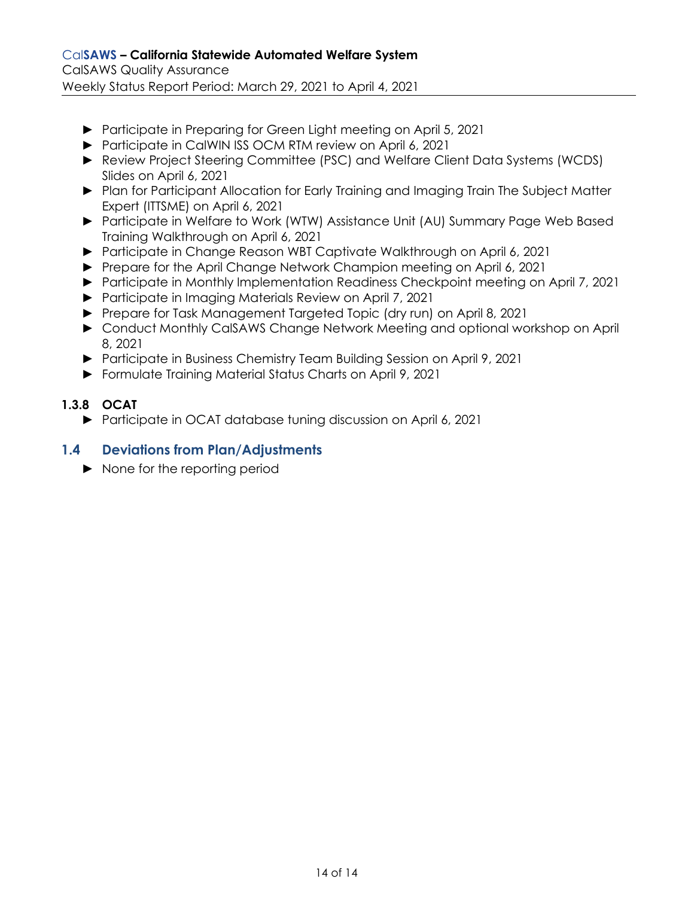- Participate in Preparing for Green Light meeting on April 5, 2021
- Participate in CalWIN ISS OCM RTM review on April 6, 2021
- Review Project Steering Committee (PSC) and Welfare Client Data Systems (WCDS) Slides on April 6, 2021
- Plan for Participant Allocation for Early Training and Imaging Train The Subject Matter Expert (ITTSME) on April 6, 2021
- Participate in Welfare to Work (WTW) Assistance Unit (AU) Summary Page Web Based Training Walkthrough on April 6, 2021
- Participate in Change Reason WBT Captivate Walkthrough on April 6, 2021
- Prepare for the April Change Network Champion meeting on April 6, 2021
- Participate in Monthly Implementation Readiness Checkpoint meeting on April 7, 2021
- Participate in Imaging Materials Review on April 7, 2021
- Prepare for Task Management Targeted Topic (dry run) on April 8, 2021
- Conduct Monthly CalSAWS Change Network Meeting and optional workshop on April 8, 2021
- Participate in Business Chemistry Team Building Session on April 9, 2021
- Formulate Training Material Status Charts on April 9, 2021

#### 1.3.8 OCAT

- Participate in OCAT database tuning discussion on April 6, 2021

## 1.4 Deviations from Plan/Adjustments

- None for the reporting period